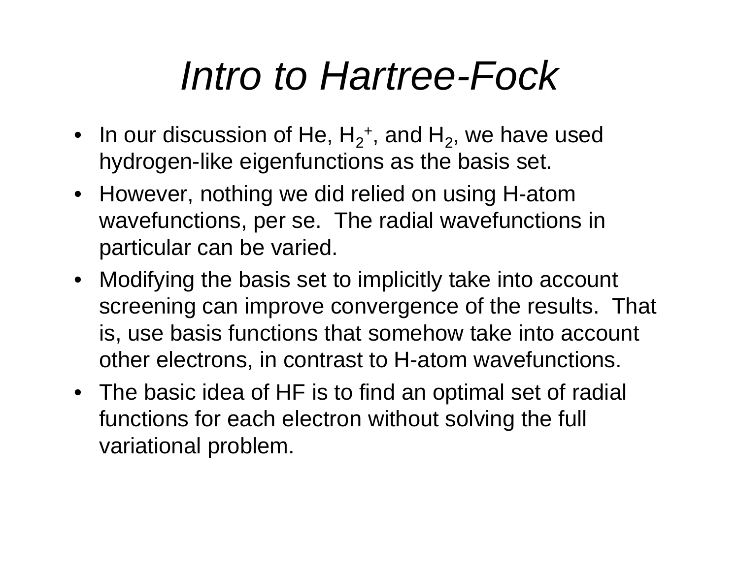# *Intro to Hartree-Fock*

- In our discussion of He, $H_2^+$, and $H_2$, we have used hydrogen-like eigenfunctions as the basis set.
- However, nothing we did relied on using H-atom wavefunctions, per se. The radial wavefunctions in particular can be varied.
- Modifying the basis set to implicitly take into account screening can improve convergence of the results. That is, use basis functions that somehow take into account other electrons, in contrast to H-atom wavefunctions.
- The basic idea of HF is to find an optimal set of radial functions for each electron without solving the full variational problem.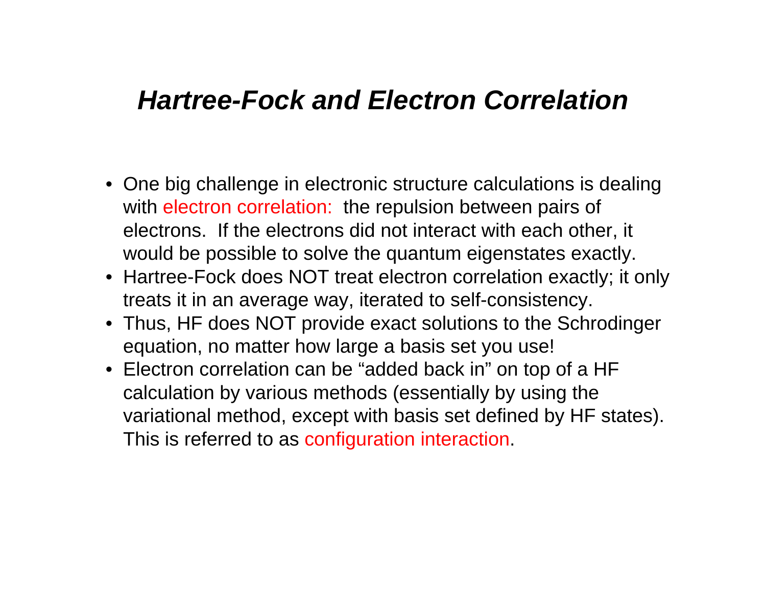# *Hartree-Fock and Electron Correlation*

- One big challenge in electronic structure calculations is dealing with electron correlation: the repulsion between pairs of electrons. If the electrons did not interact with each other, it would be possible to solve the quantum eigenstates exactly.
- Hartree-Fock does NOT treat electron correlation exactly; it only treats it in an average way, iterated to self-consistency.
- Thus, HF does NOT provide exact solutions to the Schrodinger equation, no matter how large a basis set you use!
- Electron correlation can be "added back in" on top of a HF calculation by various methods (essentially by using the variational method, except with basis set defined by HF states). This is referred to as configuration interaction.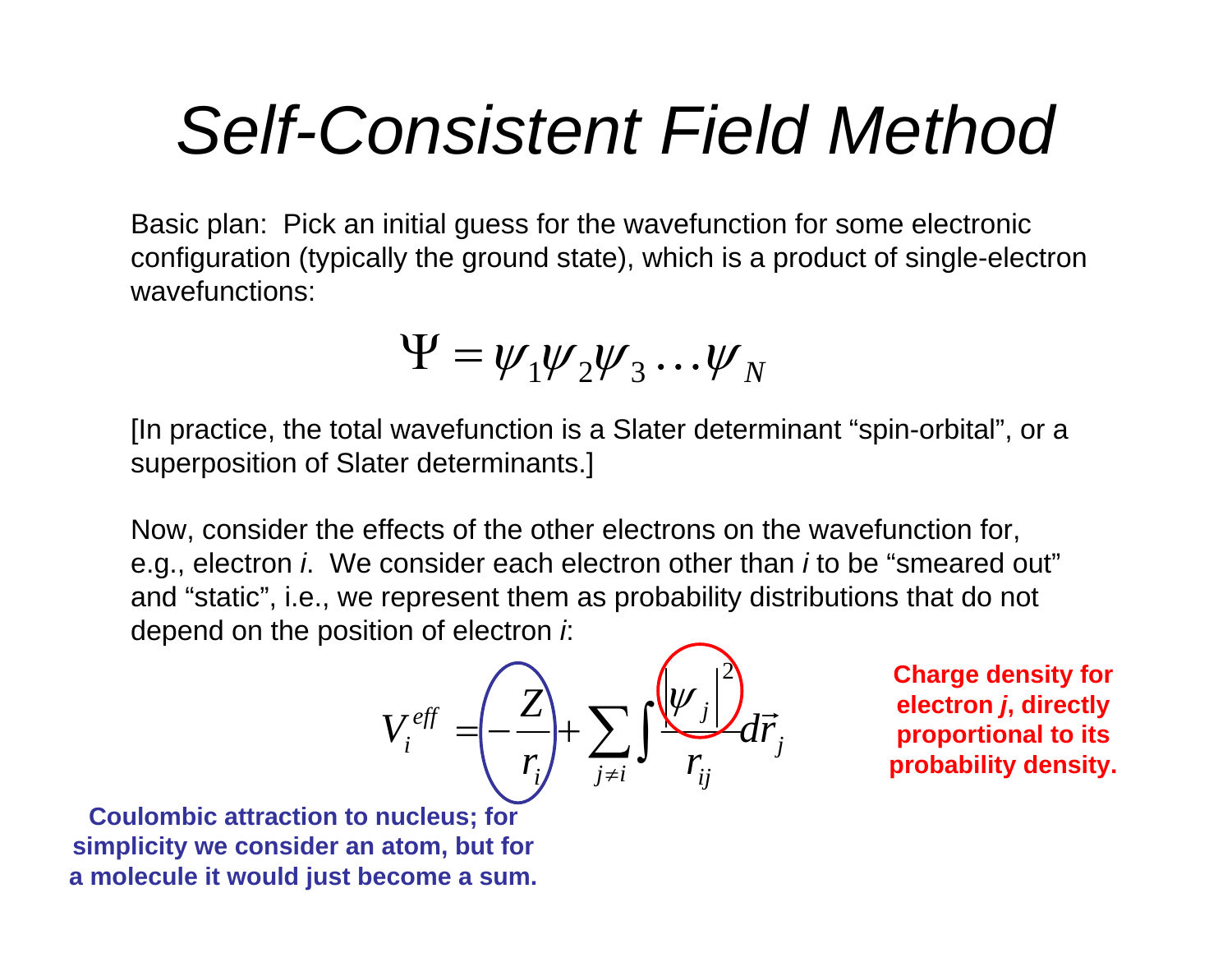# *Self-Consistent Field Method*

Basic plan: Pick an initial guess for the wavefunction for some electronic configuration (typically the ground state), which is a product of single-electron wavefunctions:

$$\Psi = \psi_1 \psi_2 \psi_3 \ldots \psi_N$$

[In practice, the total wavefunction is a Slater determinant "spin-orbital", or a superposition of Slater determinants.]

Now, consider the effects of the other electrons on the wavefunction for, e.g., electron *i*. We consider each electron other than *i* to be "smeared out" and "static", i.e., we represent them as probability distributions that do not depend on the position of electron *i*:

$$V_i^{eff} = -\frac{Z}{r_i} + \sum_{j \neq i} \int \frac{|\psi_j|^2}{r_{ij}} d\vec{r}_j$$

**Coulombic attraction to nucleus; for simplicity we consider an atom, but for a molecule it would just become a sum.**

**Charge density for electron *j*, directly proportional to its probability density.**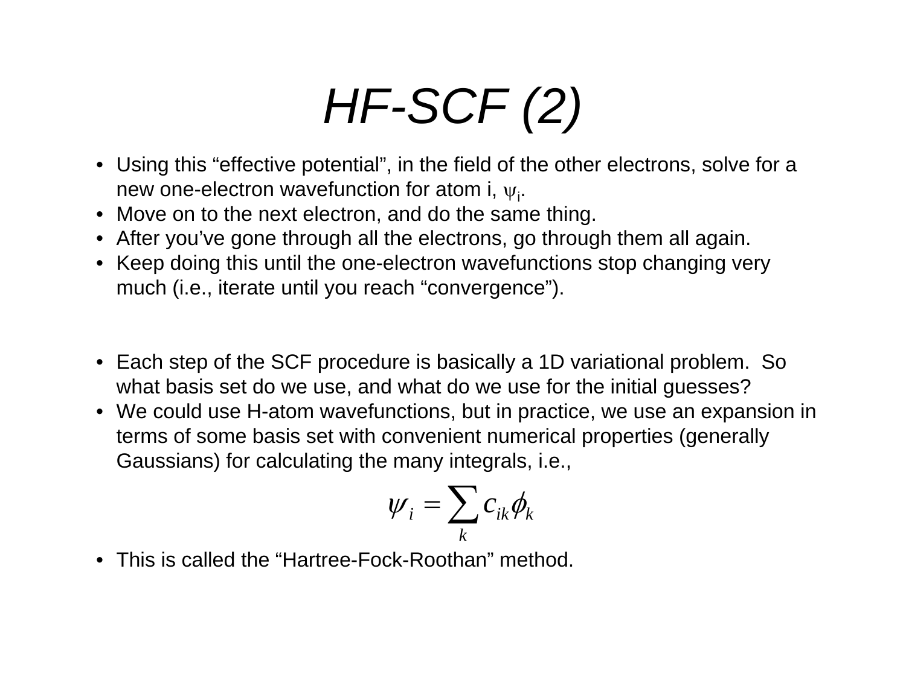# HF-SCF (2)

- Using this “effective potential”, in the field of the other electrons, solve for a new one-electron wavefunction for atom i, $\psi_i$.
- Move on to the next electron, and do the same thing.
- After you’ve gone through all the electrons, go through them all again.
- Keep doing this until the one-electron wavefunctions stop changing very much (i.e., iterate until you reach “convergence”).

- Each step of the SCF procedure is basically a 1D variational problem. So what basis set do we use, and what do we use for the initial guesses?
- We could use H-atom wavefunctions, but in practice, we use an expansion in terms of some basis set with convenient numerical properties (generally Gaussians) for calculating the many integrals, i.e.,

$$\psi_i = \sum_k c_{ik} \phi_k$$

- This is called the “Hartree-Fock-Roothan” method.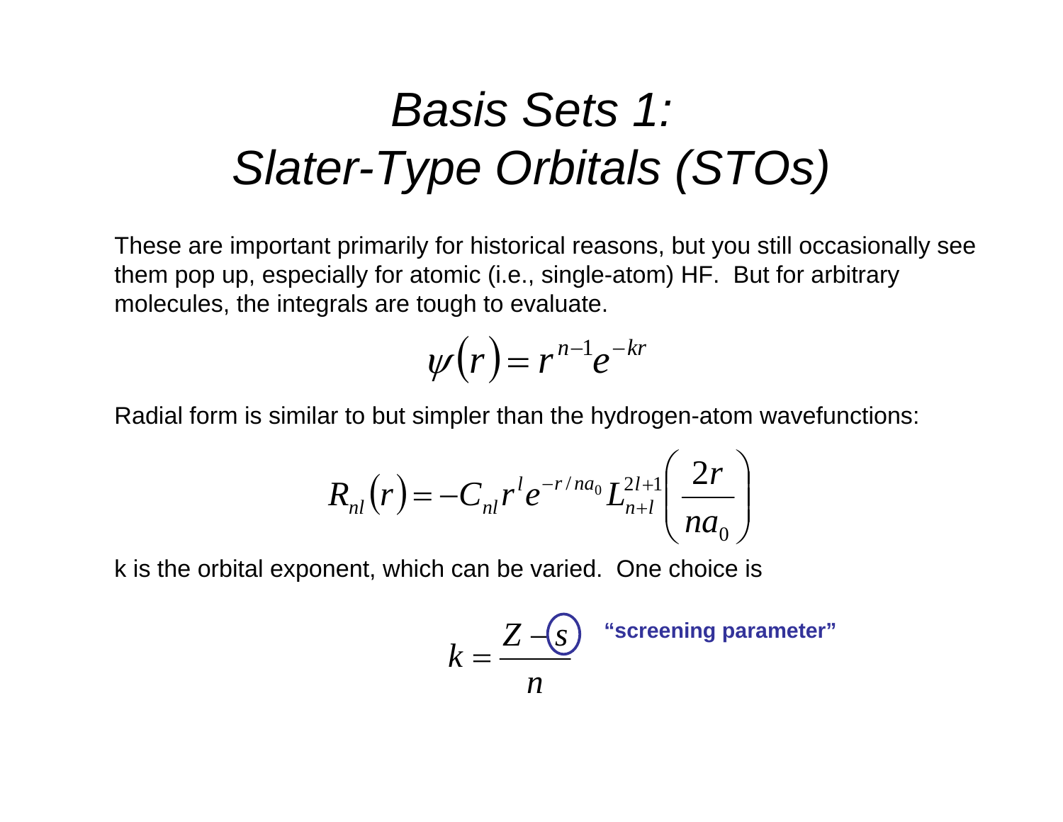# *Basis Sets 1: Slater-Type Orbitals (STOs)*

These are important primarily for historical reasons, but you still occasionally see them pop up, especially for atomic (i.e., single-atom) HF. But for arbitrary molecules, the integrals are tough to evaluate.

$$\psi(r) = r^{n-1} e^{-kr}$$

Radial form is similar to but simpler than the hydrogen-atom wavefunctions:

$$R_{nl}(r) = -C_{nl} r^{l} e^{-r/na_0} L_{n+l}^{2l+1}\left(\frac{2r}{na_0}\right)$$

k is the orbital exponent, which can be varied. One choice is

$$k = \frac{Z - s}{n}$$

**"screening parameter"**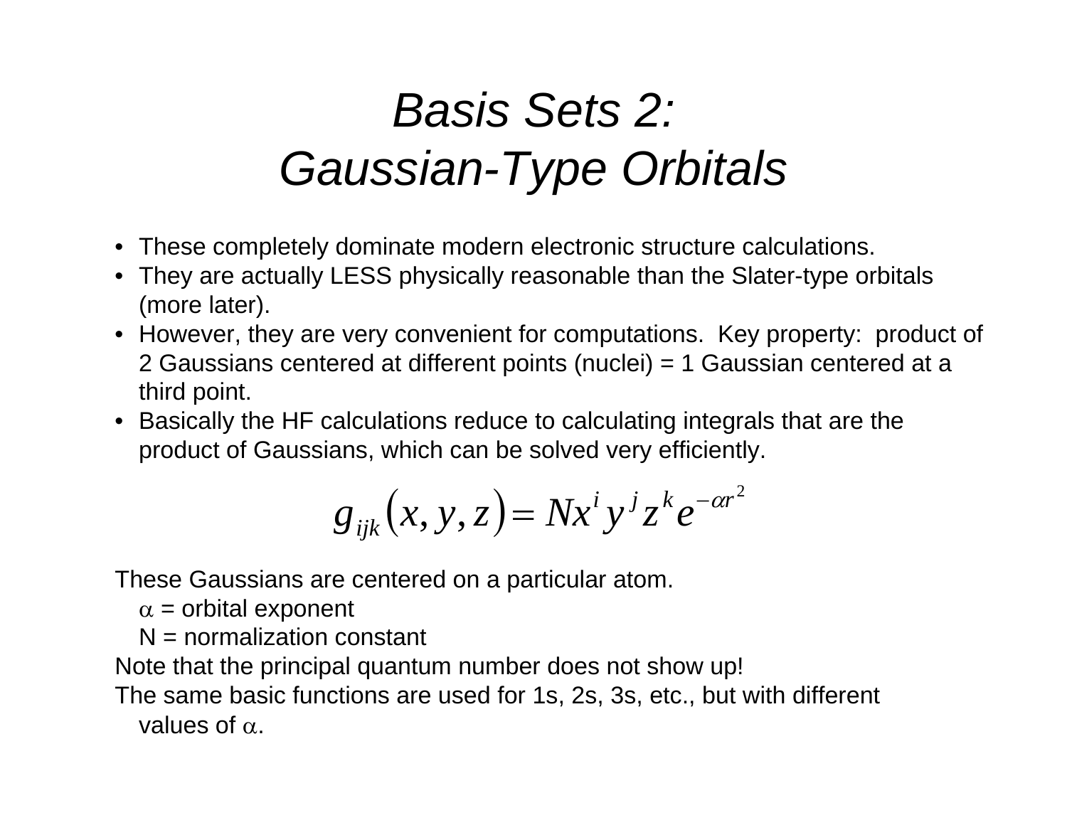# *Basis Sets 2: Gaussian-Type Orbitals*

- These completely dominate modern electronic structure calculations.
- They are actually LESS physically reasonable than the Slater-type orbitals (more later).
- However, they are very convenient for computations. Key property: product of 2 Gaussians centered at different points (nuclei) = 1 Gaussian centered at a third point.
- Basically the HF calculations reduce to calculating integrals that are the product of Gaussians, which can be solved very efficiently.

$$g_{ijk}(x, y, z) = N x^i y^j z^k e^{-\alpha r^2}$$

These Gaussians are centered on a particular atom.

$\alpha$ = orbital exponent

N = normalization constant

Note that the principal quantum number does not show up!

The same basic functions are used for 1s, 2s, 3s, etc., but with different values of $\alpha$.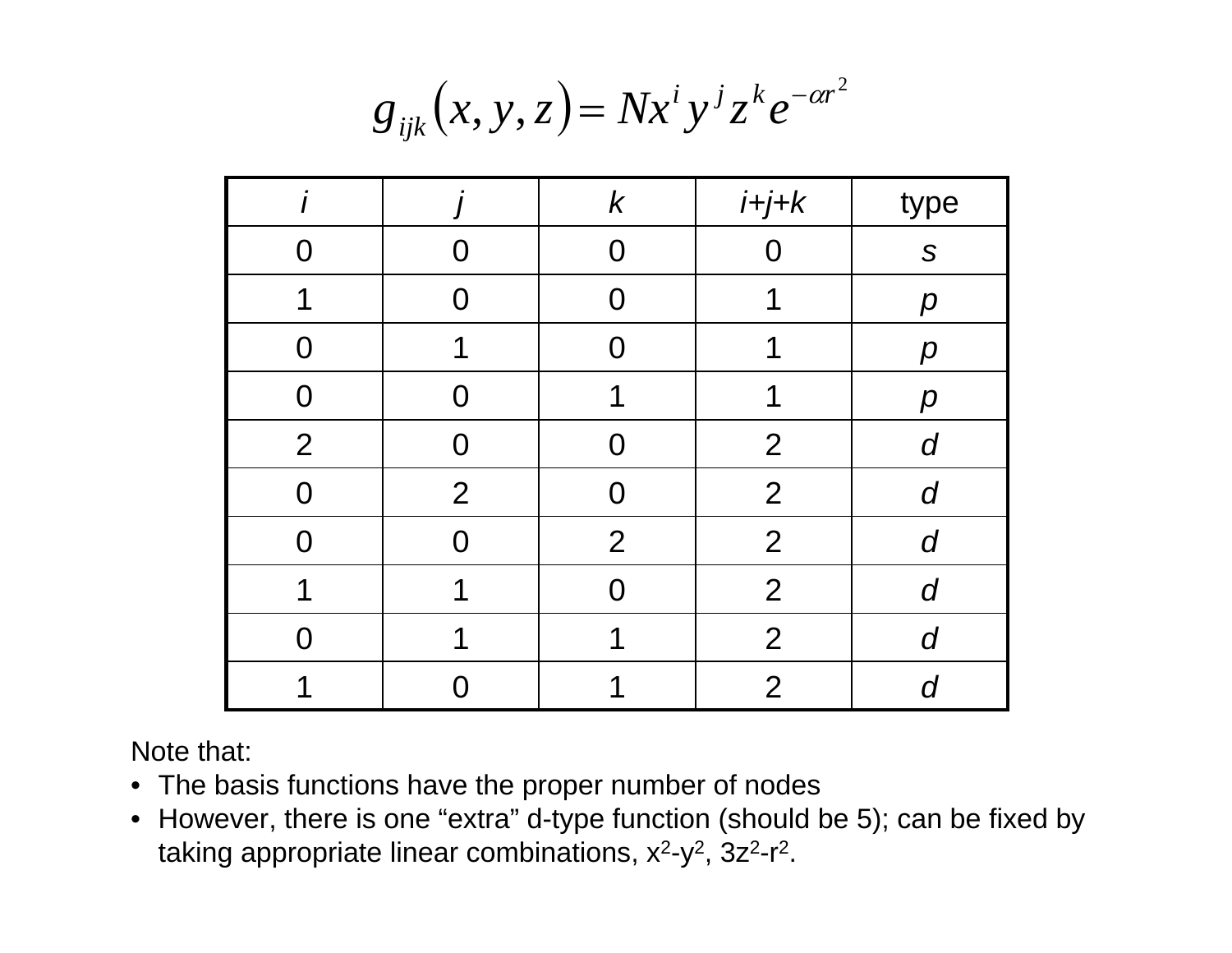$$g_{ijk}(x, y, z) = N x^i y^j z^k e^{-\alpha r^2}$$

| $i$ | $j$ | $k$ | $i+j+k$ | type |
|---|---|---|---|---|
| 0 | 0 | 0 | 0 | *s* |
| 1 | 0 | 0 | 1 | *p* |
| 0 | 1 | 0 | 1 | *p* |
| 0 | 0 | 1 | 1 | *p* |
| 2 | 0 | 0 | 2 | *d* |
| 0 | 2 | 0 | 2 | *d* |
| 0 | 0 | 2 | 2 | *d* |
| 1 | 1 | 0 | 2 | *d* |
| 0 | 1 | 1 | 2 | *d* |
| 1 | 0 | 1 | 2 | *d* |

Note that:

- The basis functions have the proper number of nodes
- However, there is one "extra" d-type function (should be 5); can be fixed by taking appropriate linear combinations, $x^2-y^2$, $3z^2-r^2$.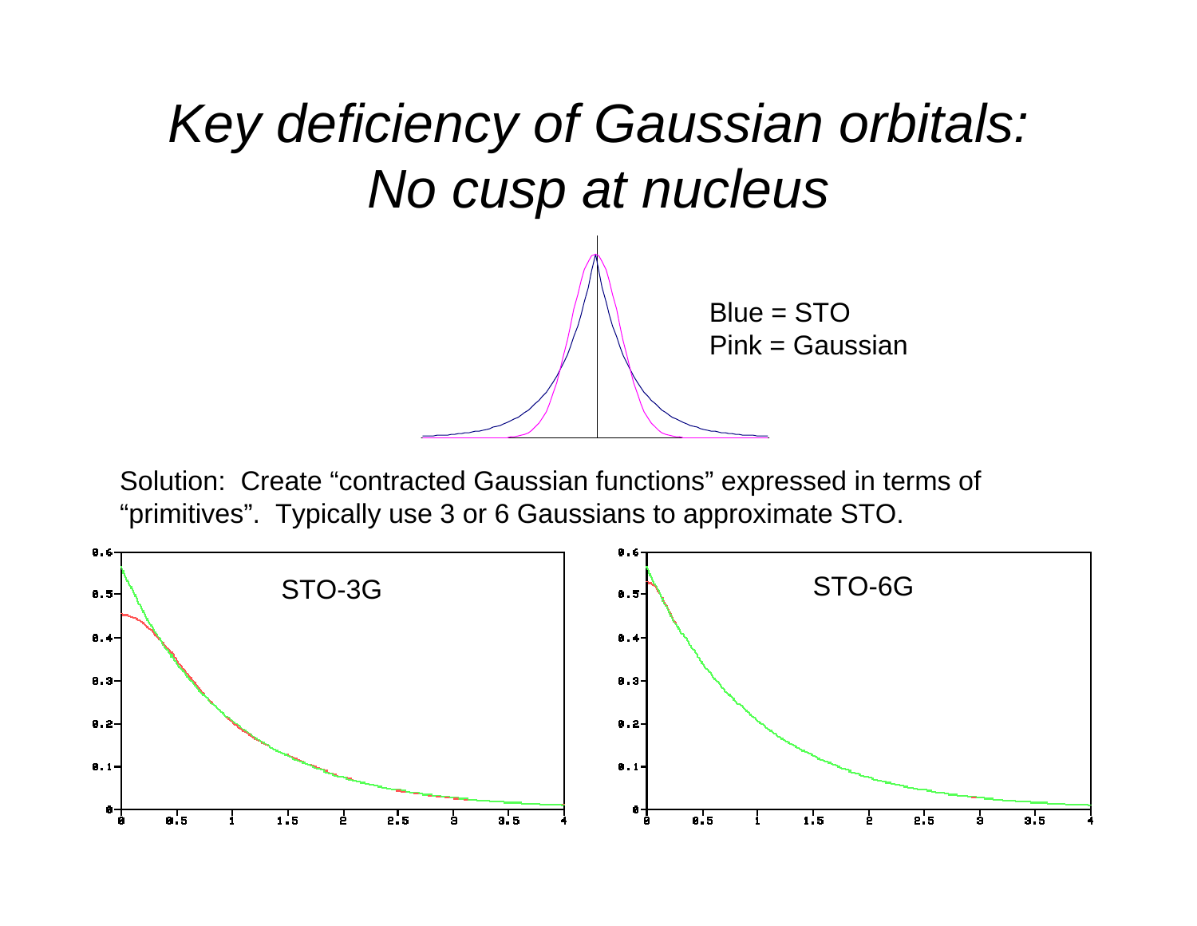# *Key deficiency of Gaussian orbitals: No cusp at nucleus*

Blue = STO
Pink = Gaussian

Solution: Create "contracted Gaussian functions" expressed in terms of "primitives". Typically use 3 or 6 Gaussians to approximate STO.

STO-3G

STO-6G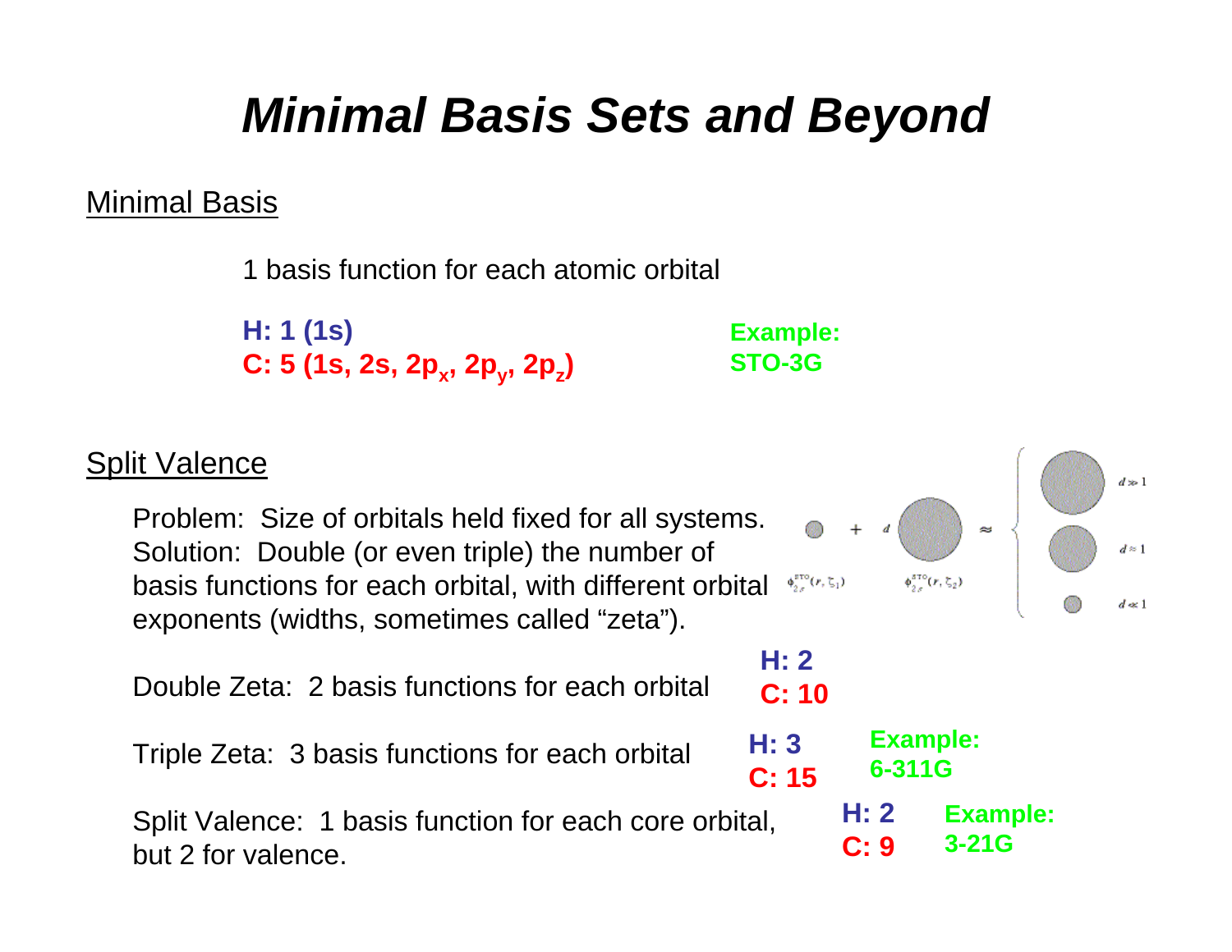# *Minimal Basis Sets and Beyond*

## Minimal Basis

1 basis function for each atomic orbital

**H: 1 (1s)**
**C: 5 (1s, 2s, $2p_x$, $2p_y$, $2p_z$)**

**Example: STO-3G**

## Split Valence

Problem: Size of orbitals held fixed for all systems.
Solution: Double (or even triple) the number of basis functions for each orbital, with different orbital exponents (widths, sometimes called "zeta").

Double Zeta: 2 basis functions for each orbital — **H: 2**, **C: 10**

Triple Zeta: 3 basis functions for each orbital — **H: 3**, **C: 15** — **Example: 6-311G**

Split Valence: 1 basis function for each core orbital, but 2 for valence. — **H: 2**, **C: 9** — **Example: 3-21G**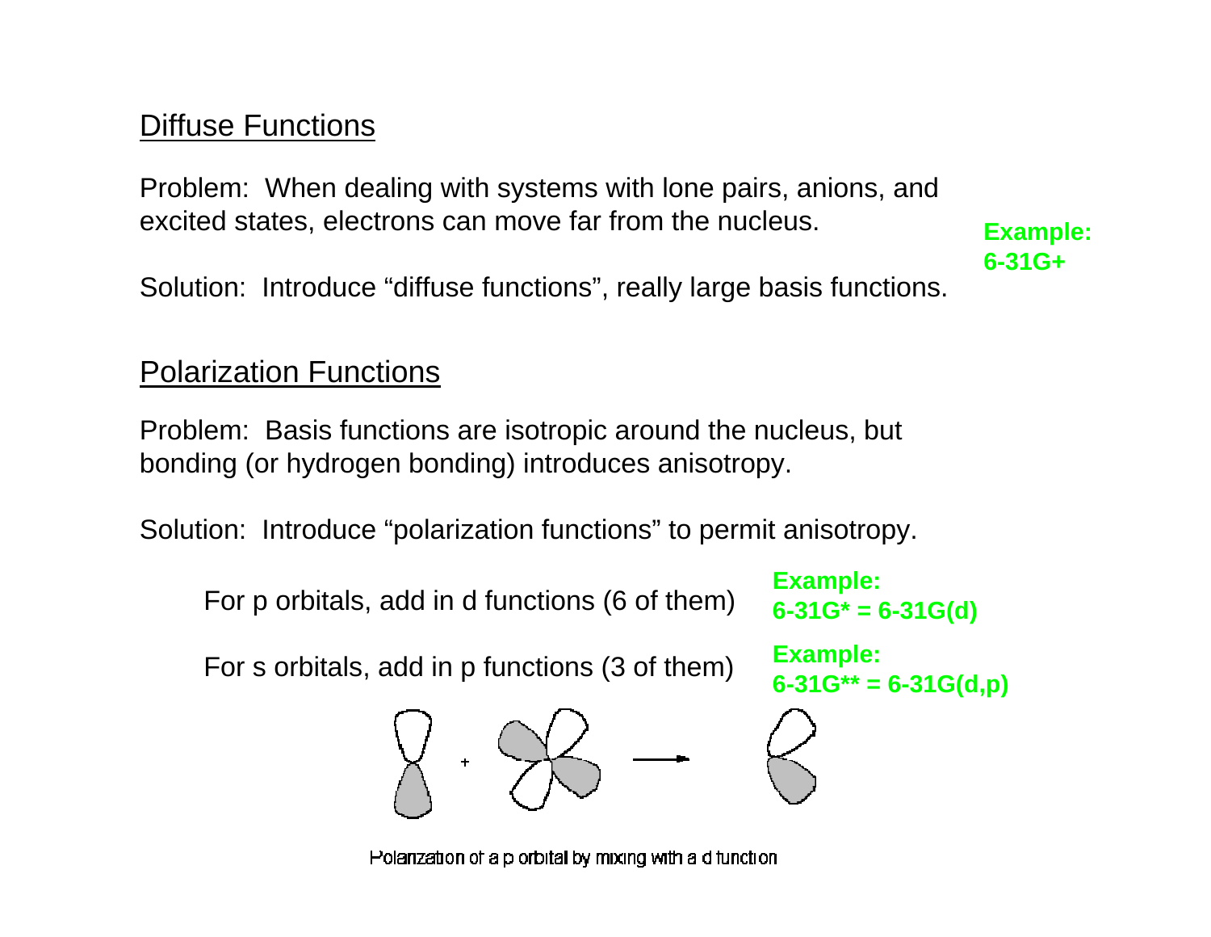## Diffuse Functions

Problem: When dealing with systems with lone pairs, anions, and excited states, electrons can move far from the nucleus.

Solution: Introduce "diffuse functions", really large basis functions.

**Example: 6-31G+**

## Polarization Functions

Problem: Basis functions are isotropic around the nucleus, but bonding (or hydrogen bonding) introduces anisotropy.

Solution: Introduce "polarization functions" to permit anisotropy.

For p orbitals, add in d functions (6 of them) — **Example: 6-31G* = 6-31G(d)**

For s orbitals, add in p functions (3 of them) — **Example: 6-31G** = 6-31G(d,p)**

Polarization of a p orbital by mixing with a d function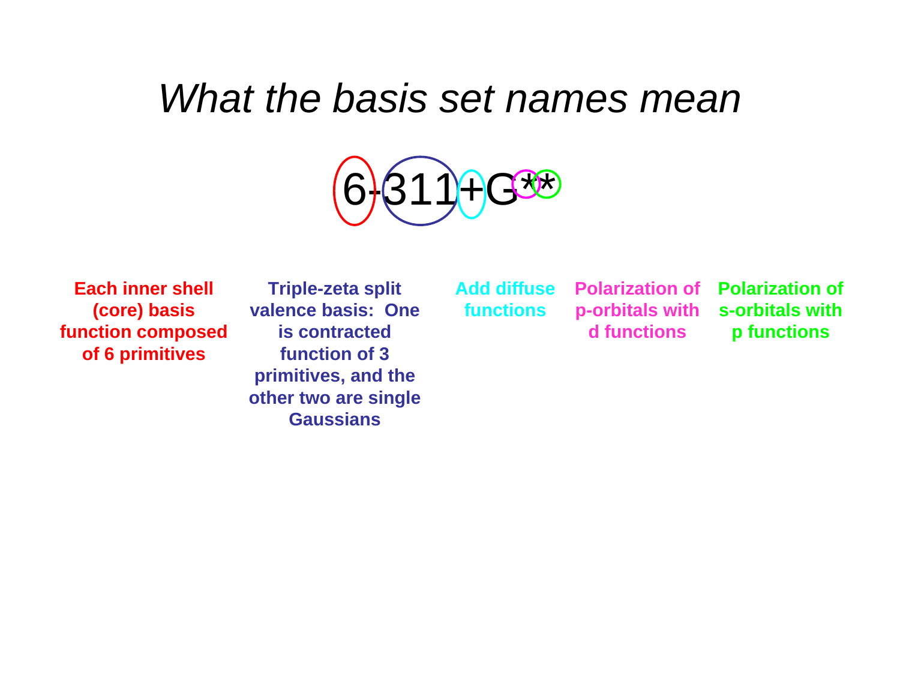# *What the basis set names mean*

**6-311+G****

- **6** — **Each inner shell (core) basis function composed of 6 primitives**
- **311** — **Triple-zeta split valence basis: One is contracted function of 3 primitives, and the other two are single Gaussians**
- **+** — **Add diffuse functions**
- **First *** — **Polarization of p-orbitals with d functions**
- **Second *** — **Polarization of s-orbitals with p functions**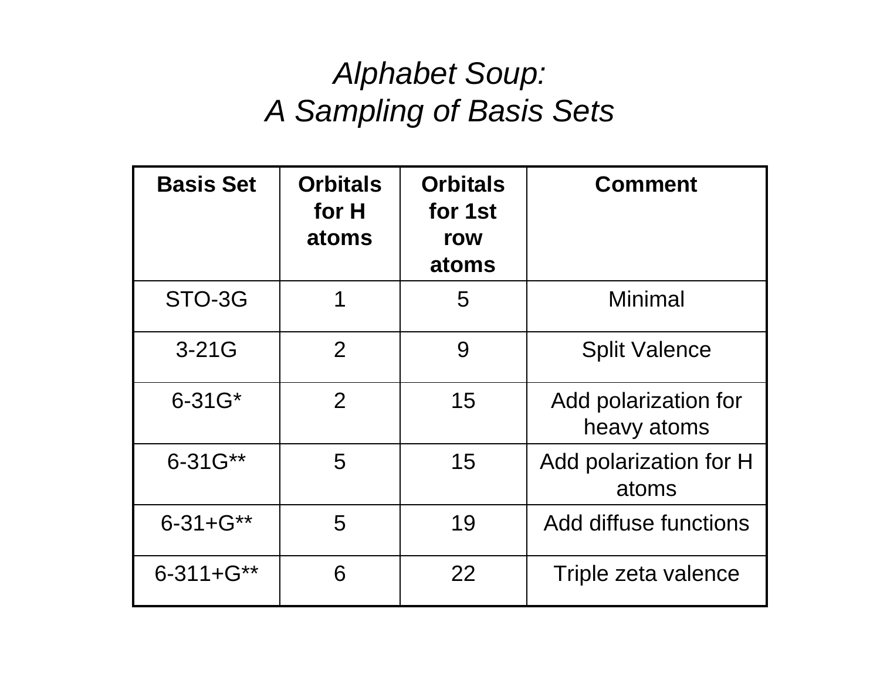# *Alphabet Soup: A Sampling of Basis Sets*

| Basis Set | Orbitals for H atoms | Orbitals for 1st row atoms | Comment |
| --- | --- | --- | --- |
| STO-3G | 1 | 5 | Minimal |
| 3-21G | 2 | 9 | Split Valence |
| 6-31G* | 2 | 15 | Add polarization for heavy atoms |
| 6-31G** | 5 | 15 | Add polarization for H atoms |
| 6-31+G** | 5 | 19 | Add diffuse functions |
| 6-311+G** | 6 | 22 | Triple zeta valence |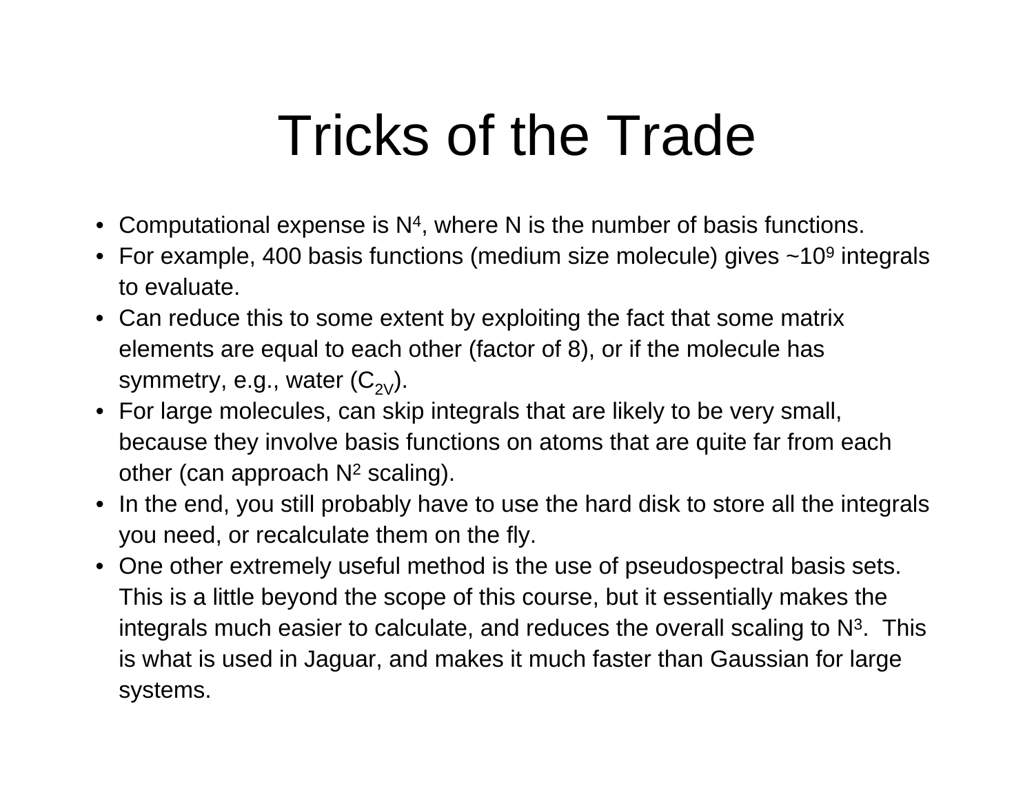# Tricks of the Trade

- Computational expense is $N^4$, where N is the number of basis functions.
- For example, 400 basis functions (medium size molecule) gives ~$10^9$ integrals to evaluate.
- Can reduce this to some extent by exploiting the fact that some matrix elements are equal to each other (factor of 8), or if the molecule has symmetry, e.g., water ($C_{2V}$).
- For large molecules, can skip integrals that are likely to be very small, because they involve basis functions on atoms that are quite far from each other (can approach $N^2$ scaling).
- In the end, you still probably have to use the hard disk to store all the integrals you need, or recalculate them on the fly.
- One other extremely useful method is the use of pseudospectral basis sets. This is a little beyond the scope of this course, but it essentially makes the integrals much easier to calculate, and reduces the overall scaling to $N^3$. This is what is used in Jaguar, and makes it much faster than Gaussian for large systems.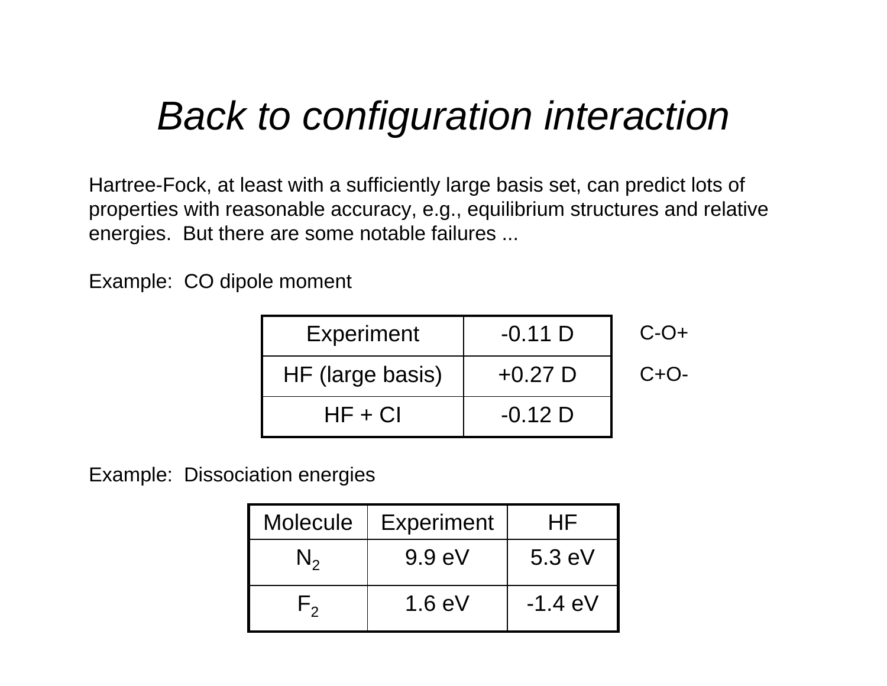# *Back to configuration interaction*

Hartree-Fock, at least with a sufficiently large basis set, can predict lots of properties with reasonable accuracy, e.g., equilibrium structures and relative energies. But there are some notable failures ...

Example: CO dipole moment

| | | |
|---|---|---|
| Experiment | -0.11 D | $C^-O^+$ |
| HF (large basis) | +0.27 D | $C^+O^-$ |
| HF + CI | -0.12 D | |

Example: Dissociation energies

| Molecule | Experiment | HF |
|---|---|---|
| $N_2$ | 9.9 eV | 5.3 eV |
| $F_2$ | 1.6 eV | -1.4 eV |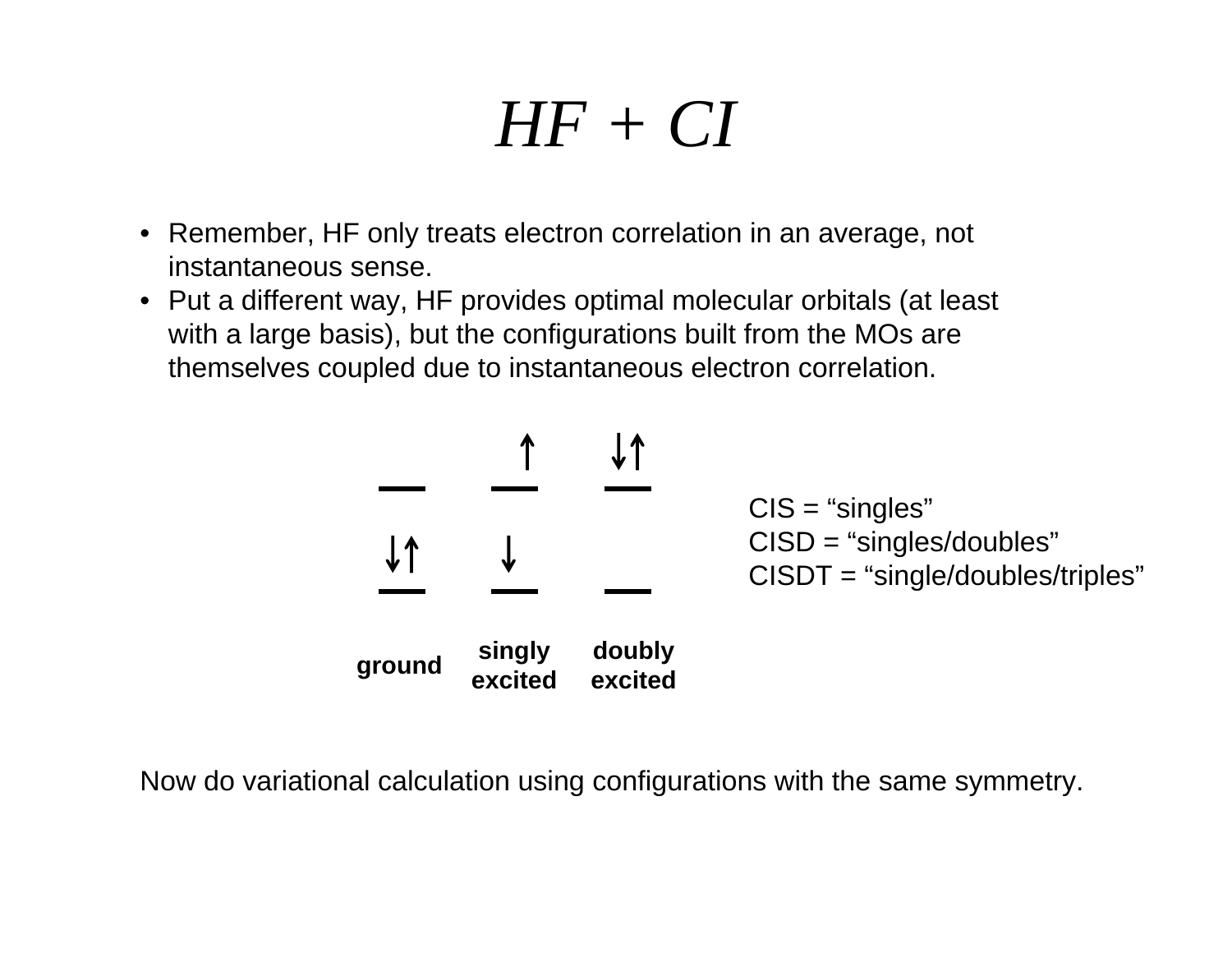# *HF + CI*

- Remember, HF only treats electron correlation in an average, not instantaneous sense.
- Put a different way, HF provides optimal molecular orbitals (at least with a large basis), but the configurations built from the MOs are themselves coupled due to instantaneous electron correlation.

| | | |
|---|---|---|
| — | ↑<br>— | ↓↑<br>— |
| ↓↑<br>— | ↓<br>— | — |
| **ground** | **singly excited** | **doubly excited** |

CIS = "singles"
CISD = "singles/doubles"
CISDT = "single/doubles/triples"

Now do variational calculation using configurations with the same symmetry.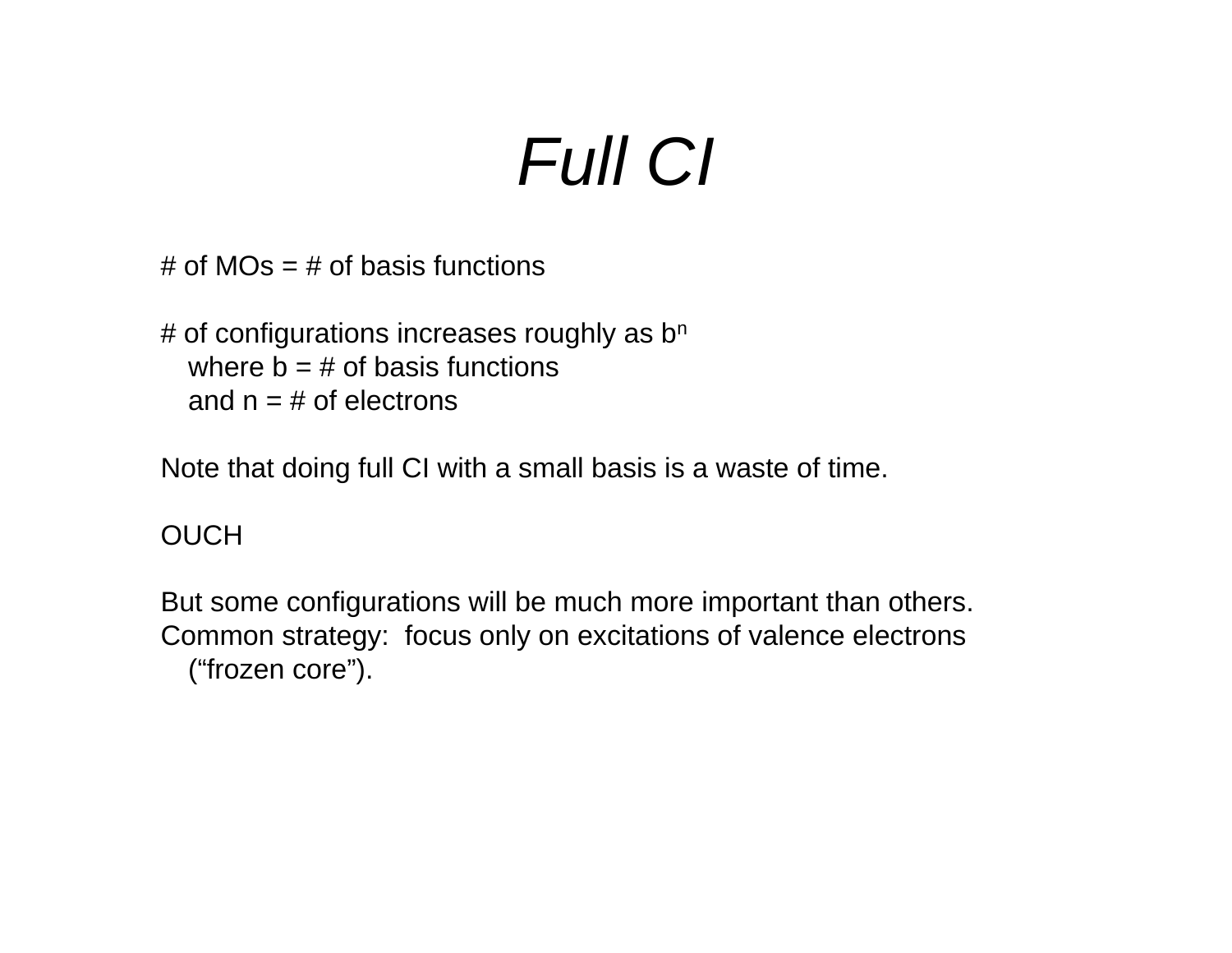# *Full CI*

# of MOs = # of basis functions

# of configurations increases roughly as $b^n$
  where b = # of basis functions
  and n = # of electrons

Note that doing full CI with a small basis is a waste of time.

OUCH

But some configurations will be much more important than others.
Common strategy:  focus only on excitations of valence electrons
  (“frozen core”).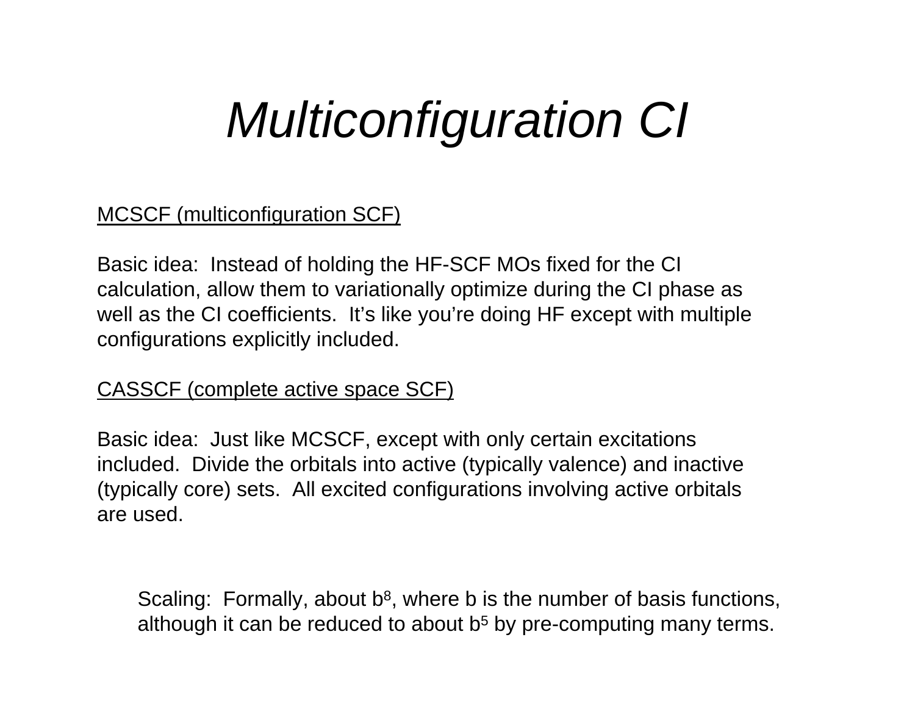# *Multiconfiguration CI*

MCSCF (multiconfiguration SCF)

Basic idea: Instead of holding the HF-SCF MOs fixed for the CI calculation, allow them to variationally optimize during the CI phase as well as the CI coefficients. It's like you're doing HF except with multiple configurations explicitly included.

CASSCF (complete active space SCF)

Basic idea: Just like MCSCF, except with only certain excitations included. Divide the orbitals into active (typically valence) and inactive (typically core) sets. All excited configurations involving active orbitals are used.

Scaling: Formally, about $b^8$, where b is the number of basis functions, although it can be reduced to about $b^5$ by pre-computing many terms.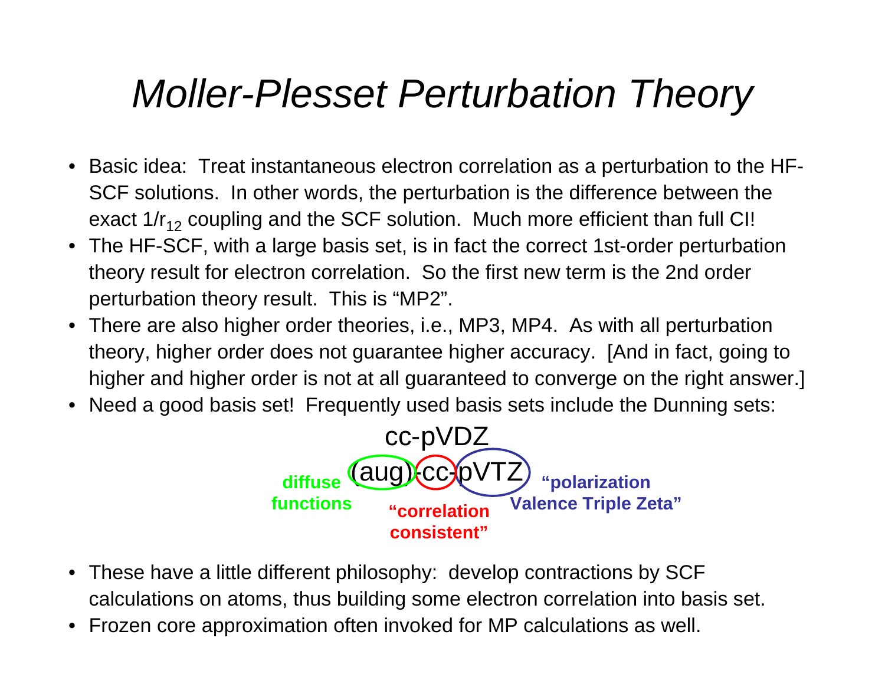# *Moller-Plesset Perturbation Theory*

- Basic idea: Treat instantaneous electron correlation as a perturbation to the HF-SCF solutions. In other words, the perturbation is the difference between the exact $1/r_{12}$ coupling and the SCF solution. Much more efficient than full CI!
- The HF-SCF, with a large basis set, is in fact the correct 1st-order perturbation theory result for electron correlation. So the first new term is the 2nd order perturbation theory result. This is “MP2”.
- There are also higher order theories, i.e., MP3, MP4. As with all perturbation theory, higher order does not guarantee higher accuracy. [And in fact, going to higher and higher order is not at all guaranteed to converge on the right answer.]
- Need a good basis set! Frequently used basis sets include the Dunning sets:

cc-pVDZ

(aug)-cc-pVTZ

**diffuse functions** — **“correlation consistent”** — **“polarization Valence Triple Zeta”**

- These have a little different philosophy: develop contractions by SCF calculations on atoms, thus building some electron correlation into basis set.
- Frozen core approximation often invoked for MP calculations as well.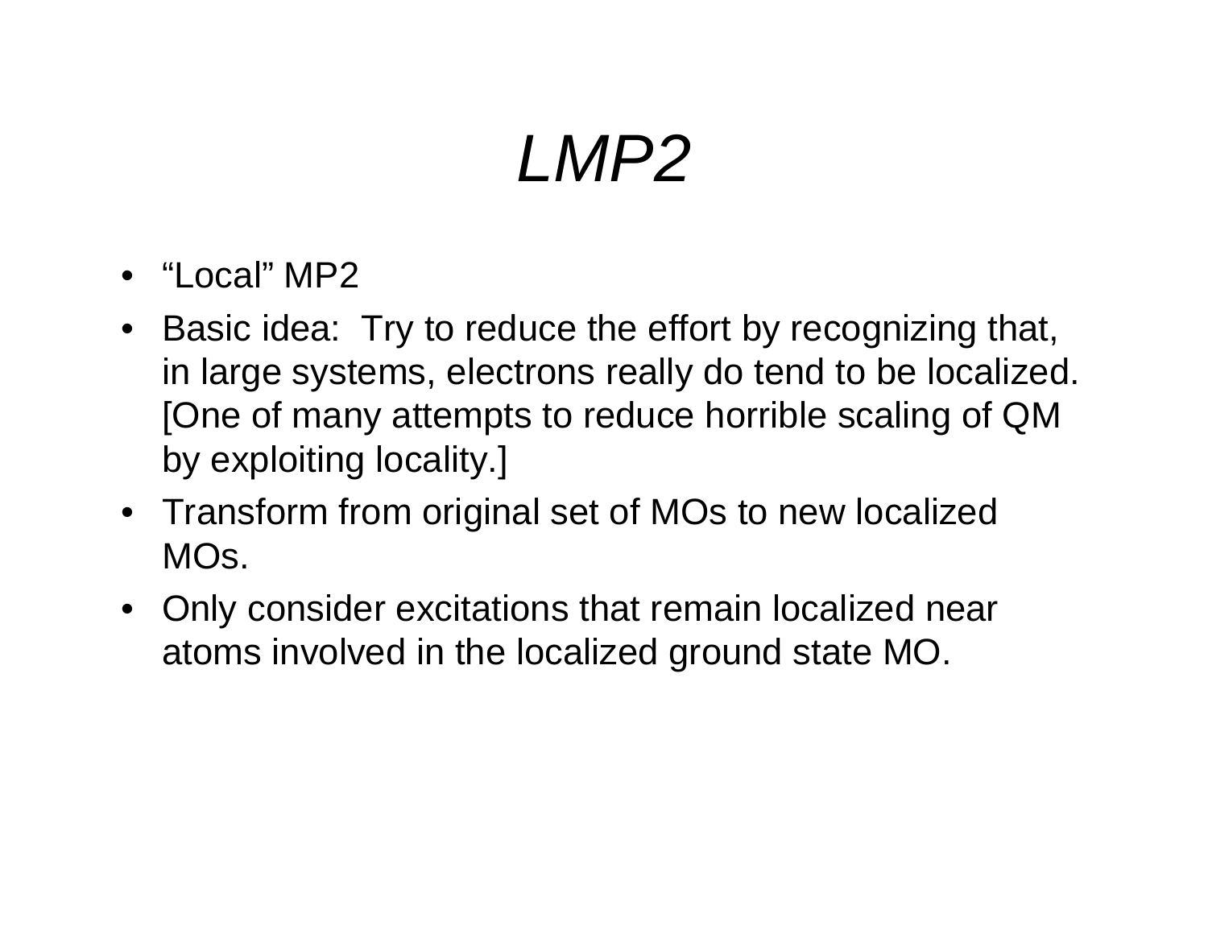# *LMP2*

- “Local” MP2
- Basic idea: Try to reduce the effort by recognizing that, in large systems, electrons really do tend to be localized. [One of many attempts to reduce horrible scaling of QM by exploiting locality.]
- Transform from original set of MOs to new localized MOs.
- Only consider excitations that remain localized near atoms involved in the localized ground state MO.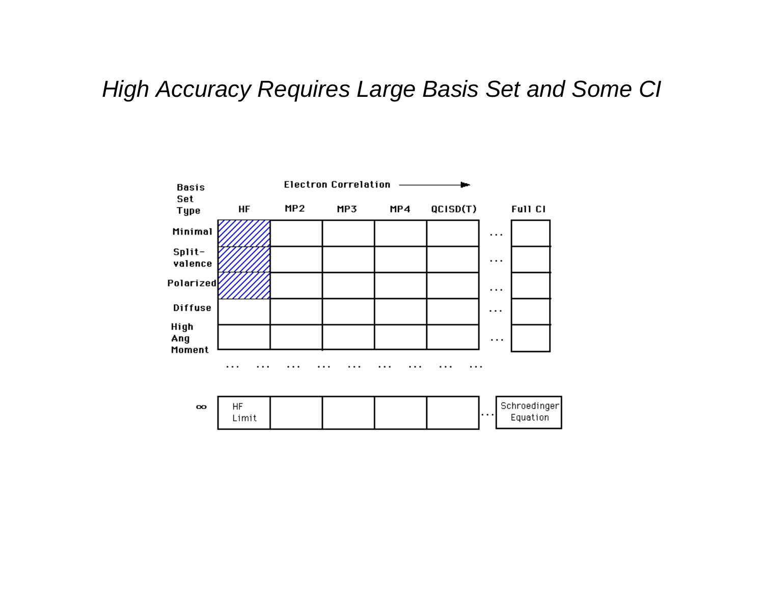# *High Accuracy Requires Large Basis Set and Some CI*

**Electron Correlation →**

| Basis Set Type | HF | MP2 | MP3 | MP4 | QCISD(T) | ... | Full CI |
|---|---|---|---|---|---|---|---|
| Minimal | | | | | | ... | |
| Split-valence | | | | | | ... | |
| Polarized | | | | | | ... | |
| Diffuse | | | | | | ... | |
| High Ang Moment | | | | | | ... | |
| ... | ... | ... | ... | ... | ... | ... | |
| ∞ | HF Limit | | | | | ... | Schroedinger Equation |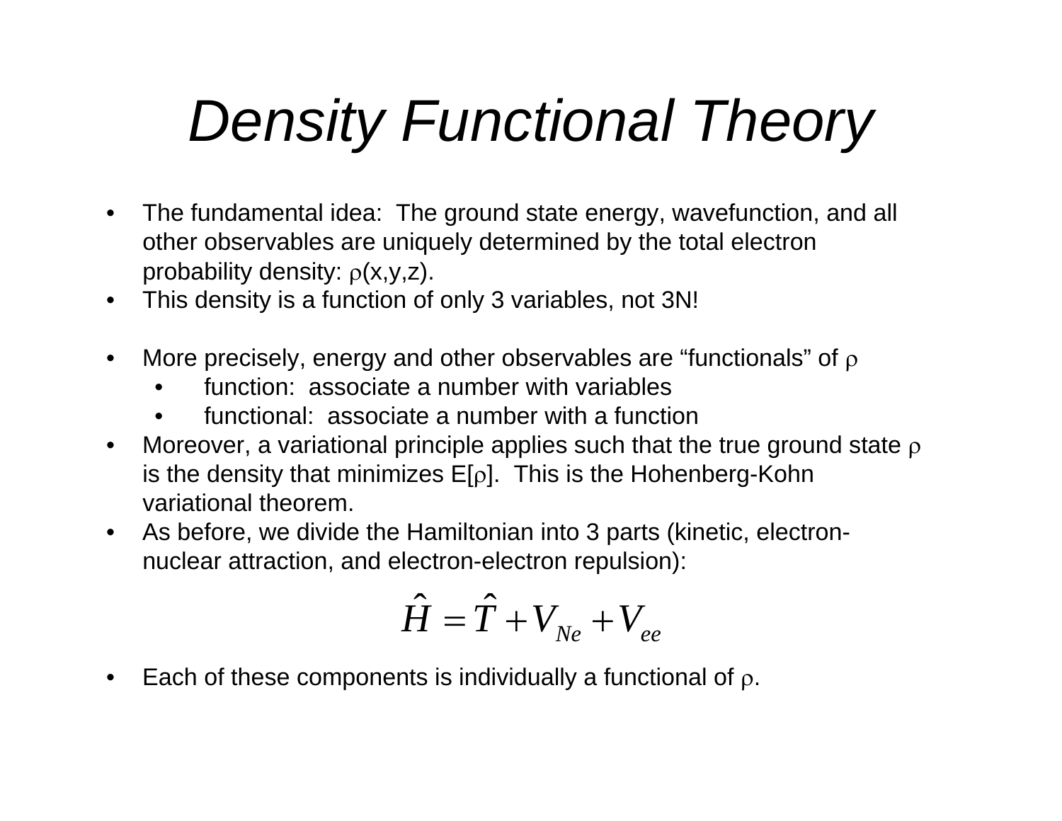# *Density Functional Theory*

- The fundamental idea: The ground state energy, wavefunction, and all other observables are uniquely determined by the total electron probability density: $\rho(x,y,z)$.
- This density is a function of only 3 variables, not 3N!

- More precisely, energy and other observables are "functionals" of $\rho$
  - function: associate a number with variables
  - functional: associate a number with a function
- Moreover, a variational principle applies such that the true ground state $\rho$ is the density that minimizes $E[\rho]$. This is the Hohenberg-Kohn variational theorem.
- As before, we divide the Hamiltonian into 3 parts (kinetic, electron-nuclear attraction, and electron-electron repulsion):

$$\hat{H} = \hat{T} + V_{Ne} + V_{ee}$$

- Each of these components is individually a functional of $\rho$.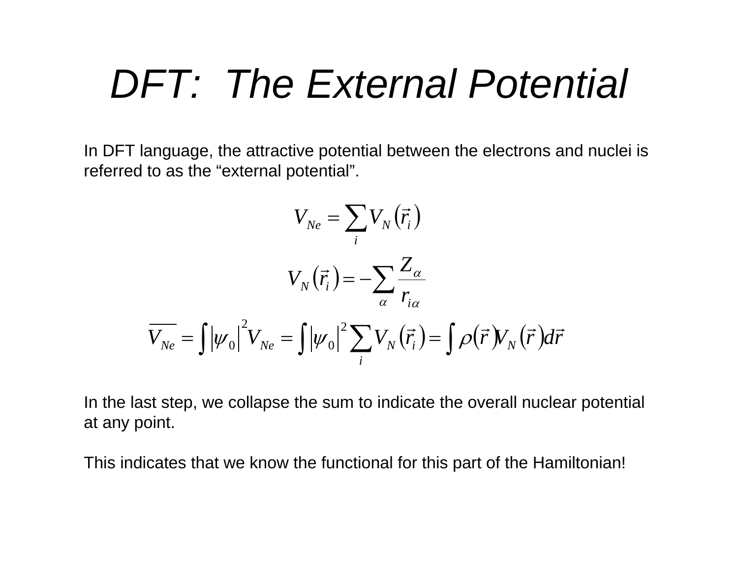# DFT: The External Potential

In DFT language, the attractive potential between the electrons and nuclei is referred to as the “external potential”.

$$V_{Ne} = \sum_i V_N\left(\vec{r}_i\right)$$

$$V_N\left(\vec{r}_i\right) = -\sum_\alpha \frac{Z_\alpha}{r_{i\alpha}}$$

$$\overline{V_{Ne}} = \int \left|\psi_0\right|^2 V_{Ne} = \int \left|\psi_0\right|^2 \sum_i V_N\left(\vec{r}_i\right) = \int \rho\left(\vec{r}\right) V_N\left(\vec{r}\right) d\vec{r}$$

In the last step, we collapse the sum to indicate the overall nuclear potential at any point.

This indicates that we know the functional for this part of the Hamiltonian!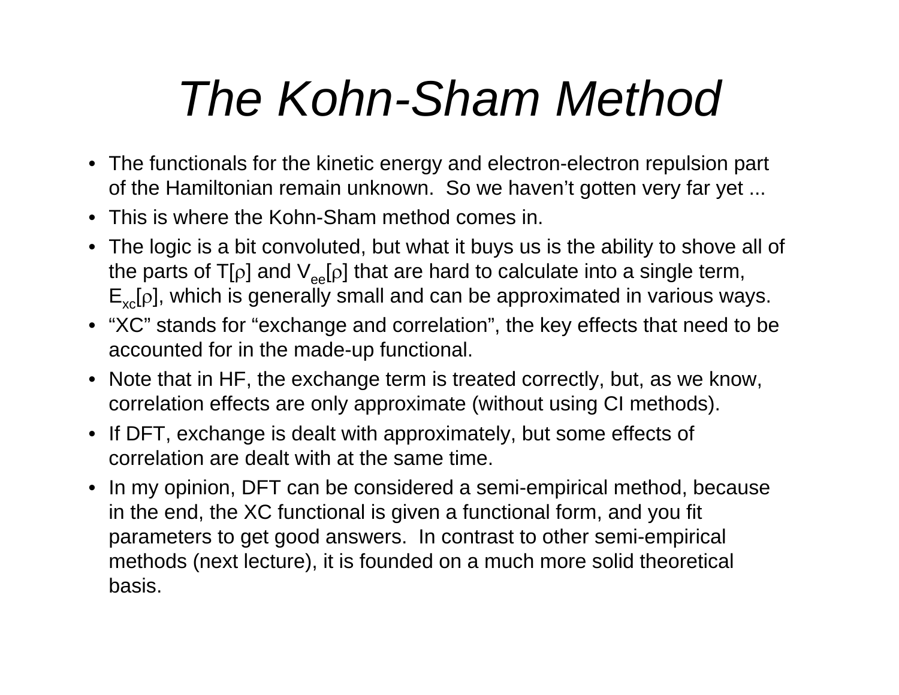# *The Kohn-Sham Method*

- The functionals for the kinetic energy and electron-electron repulsion part of the Hamiltonian remain unknown. So we haven't gotten very far yet ...
- This is where the Kohn-Sham method comes in.
- The logic is a bit convoluted, but what it buys us is the ability to shove all of the parts of $T[\rho]$ and $V_{ee}[\rho]$ that are hard to calculate into a single term, $E_{xc}[\rho]$, which is generally small and can be approximated in various ways.
- "XC" stands for "exchange and correlation", the key effects that need to be accounted for in the made-up functional.
- Note that in HF, the exchange term is treated correctly, but, as we know, correlation effects are only approximate (without using CI methods).
- If DFT, exchange is dealt with approximately, but some effects of correlation are dealt with at the same time.
- In my opinion, DFT can be considered a semi-empirical method, because in the end, the XC functional is given a functional form, and you fit parameters to get good answers. In contrast to other semi-empirical methods (next lecture), it is founded on a much more solid theoretical basis.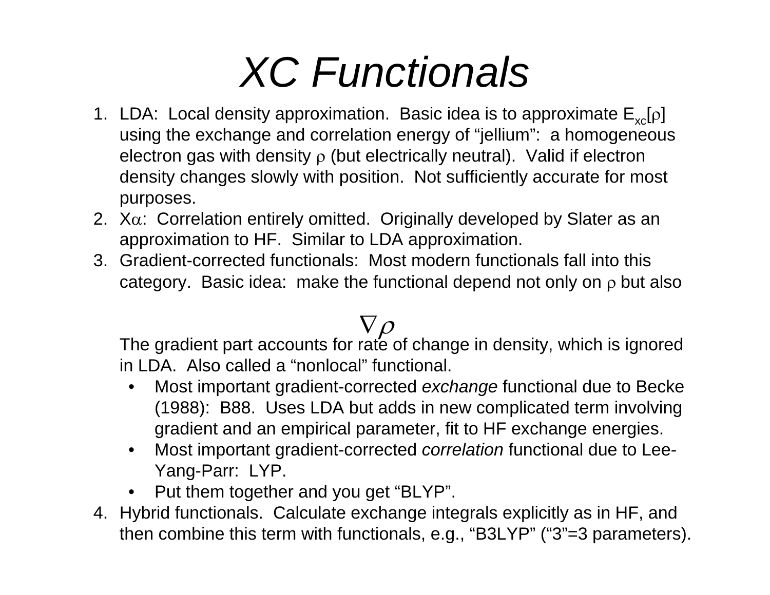# XC Functionals

1. LDA: Local density approximation. Basic idea is to approximate $E_{xc}[\rho]$ using the exchange and correlation energy of "jellium": a homogeneous electron gas with density $\rho$ (but electrically neutral). Valid if electron density changes slowly with position. Not sufficiently accurate for most purposes.
2. $X\alpha$: Correlation entirely omitted. Originally developed by Slater as an approximation to HF. Similar to LDA approximation.
3. Gradient-corrected functionals: Most modern functionals fall into this category. Basic idea: make the functional depend not only on $\rho$ but also

   $$\nabla\rho$$

   The gradient part accounts for rate of change in density, which is ignored in LDA. Also called a "nonlocal" functional.
   - Most important gradient-corrected *exchange* functional due to Becke (1988): B88. Uses LDA but adds in new complicated term involving gradient and an empirical parameter, fit to HF exchange energies.
   - Most important gradient-corrected *correlation* functional due to Lee-Yang-Parr: LYP.
   - Put them together and you get "BLYP".
4. Hybrid functionals. Calculate exchange integrals explicitly as in HF, and then combine this term with functionals, e.g., "B3LYP" ("3"=3 parameters).